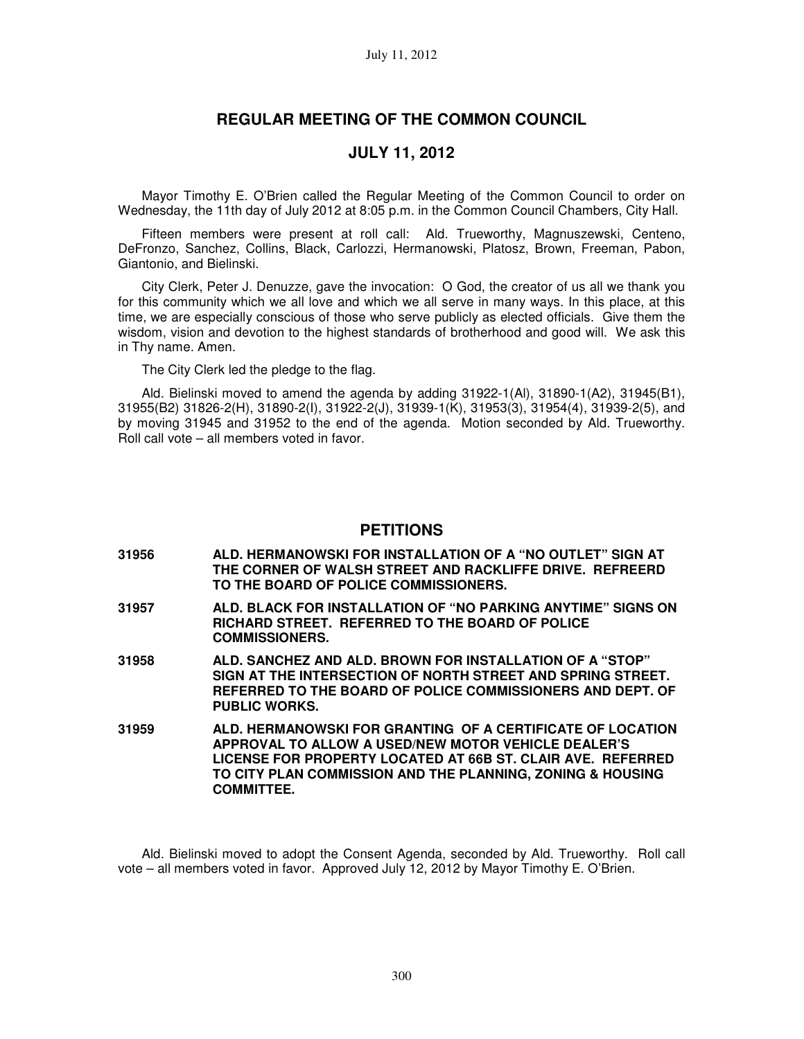# REGULAR MEETING OF THE COMMON COUNCIL

## JULY 11, 2012

Mayor Timothy E. O'Brien called the Regular Meeting of the Common Council to order on Wednesday, the 11th day of July 2012 at 8:05 p.m. in the Common Council Chambers, City Hall.

Fifteen members were present at roll call: Ald. Trueworthy, Magnuszewski, Centeno, DeFronzo, Sanchez, Collins, Black, Carlozzi, Hermanowski, Platosz, Brown, Freeman, Pabon, Giantonio, and Bielinski.

City Clerk, Peter J. Denuzze, gave the invocation: O God, the creator of us all we thank you for this community which we all love and which we all serve in many ways. In this place, at this time, we are especially conscious of those who serve publicly as elected officials. Give them the wisdom, vision and devotion to the highest standards of brotherhood and good will. We ask this in Thy name. Amen.

The City Clerk led the pledge to the flag.

Ald. Bielinski moved to amend the agenda by adding 31922-1(Al), 31890-1(A2), 31945(B1), 31955(B2) 31826-2(H), 31890-2(I), 31922-2(J), 31939-1(K), 31953(3), 31954(4), 31939-2(5), and by moving 31945 and 31952 to the end of the agenda. Motion seconded by Ald. Trueworthy. Roll call vote – all members voted in favor.

## PETITIONS

**31956 ALD. HERMANOWSKI FOR INSTALLATION OF A "NO OUTLET" SIGN AT THE CORNER OF WALSH STREET AND RACKLIFFE DRIVE. REFREERD TO THE BOARD OF POLICE COMMISSIONERS.**

**31957 ALD. BLACK FOR INSTALLATION OF "NO PARKING ANYTIME" SIGNS ON RICHARD STREET. REFERRED TO THE BOARD OF POLICE COMMISSIONERS.**

**31958 ALD. SANCHEZ AND ALD. BROWN FOR INSTALLATION OF A "STOP" SIGN AT THE INTERSECTION OF NORTH STREET AND SPRING STREET. REFERRED TO THE BOARD OF POLICE COMMISSIONERS AND DEPT. OF PUBLIC WORKS.**

**31959 ALD. HERMANOWSKI FOR GRANTING OF A CERTIFICATE OF LOCATION APPROVAL TO ALLOW A USED/NEW MOTOR VEHICLE DEALER'S LICENSE FOR PROPERTY LOCATED AT 66B ST. CLAIR AVE. REFERRED TO CITY PLAN COMMISSION AND THE PLANNING, ZONING & HOUSING COMMITTEE.**

Ald. Bielinski moved to adopt the Consent Agenda, seconded by Ald. Trueworthy. Roll call vote – all members voted in favor. Approved July 12, 2012 by Mayor Timothy E. O'Brien.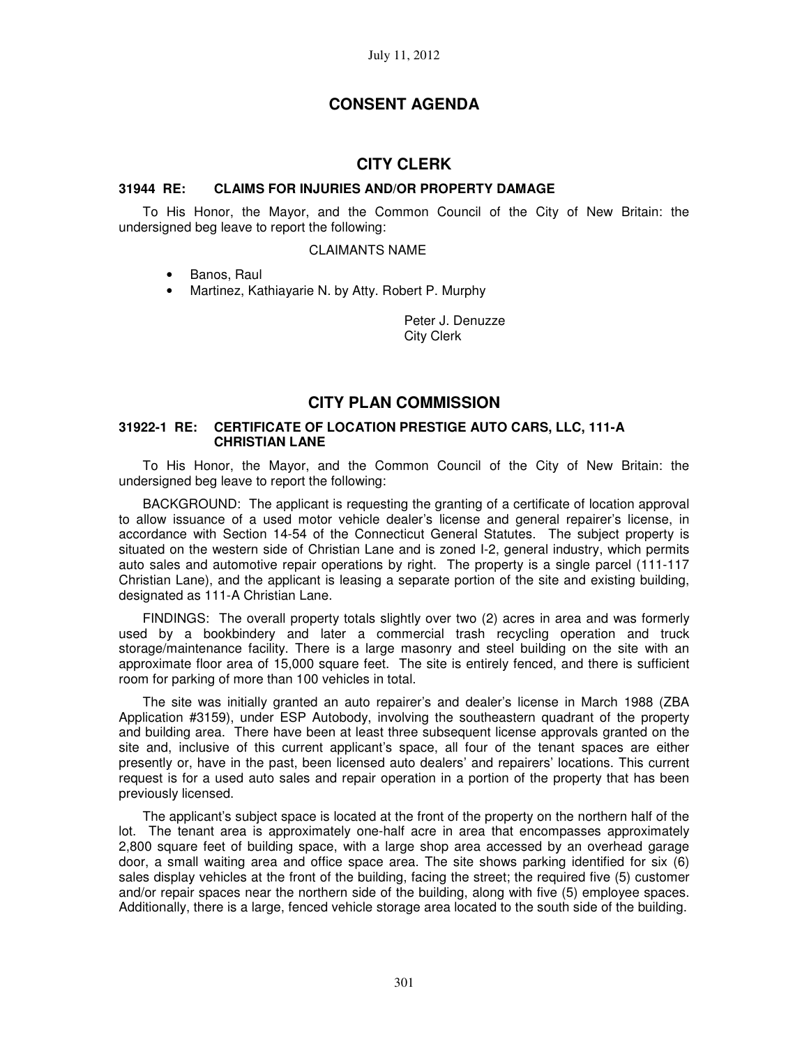July 11, 2012

# CONSENT AGENDA

## CITY CLERK

### 31944 RE: CLAIMS FOR INJURIES AND/OR PROPERTY DAMAGE

To His Honor, the Mayor, and the Common Council of the City of New Britain: the undersigned beg leave to report the following:

CLAIMANTS NAME

- Banos, Raul
- Martinez, Kathiayarie N. by Atty. Robert P. Murphy

Peter J. Denuzze
City Clerk

## CITY PLAN COMMISSION

### 31922-1 RE: CERTIFICATE OF LOCATION PRESTIGE AUTO CARS, LLC, 111-A CHRISTIAN LANE

To His Honor, the Mayor, and the Common Council of the City of New Britain: the undersigned beg leave to report the following:

BACKGROUND: The applicant is requesting the granting of a certificate of location approval to allow issuance of a used motor vehicle dealer's license and general repairer's license, in accordance with Section 14-54 of the Connecticut General Statutes. The subject property is situated on the western side of Christian Lane and is zoned I-2, general industry, which permits auto sales and automotive repair operations by right. The property is a single parcel (111-117 Christian Lane), and the applicant is leasing a separate portion of the site and existing building, designated as 111-A Christian Lane.

FINDINGS: The overall property totals slightly over two (2) acres in area and was formerly used by a bookbindery and later a commercial trash recycling operation and truck storage/maintenance facility. There is a large masonry and steel building on the site with an approximate floor area of 15,000 square feet. The site is entirely fenced, and there is sufficient room for parking of more than 100 vehicles in total.

The site was initially granted an auto repairer's and dealer's license in March 1988 (ZBA Application #3159), under ESP Autobody, involving the southeastern quadrant of the property and building area. There have been at least three subsequent license approvals granted on the site and, inclusive of this current applicant's space, all four of the tenant spaces are either presently or, have in the past, been licensed auto dealers' and repairers' locations. This current request is for a used auto sales and repair operation in a portion of the property that has been previously licensed.

The applicant's subject space is located at the front of the property on the northern half of the lot. The tenant area is approximately one-half acre in area that encompasses approximately 2,800 square feet of building space, with a large shop area accessed by an overhead garage door, a small waiting area and office space area. The site shows parking identified for six (6) sales display vehicles at the front of the building, facing the street; the required five (5) customer and/or repair spaces near the northern side of the building, along with five (5) employee spaces. Additionally, there is a large, fenced vehicle storage area located to the south side of the building.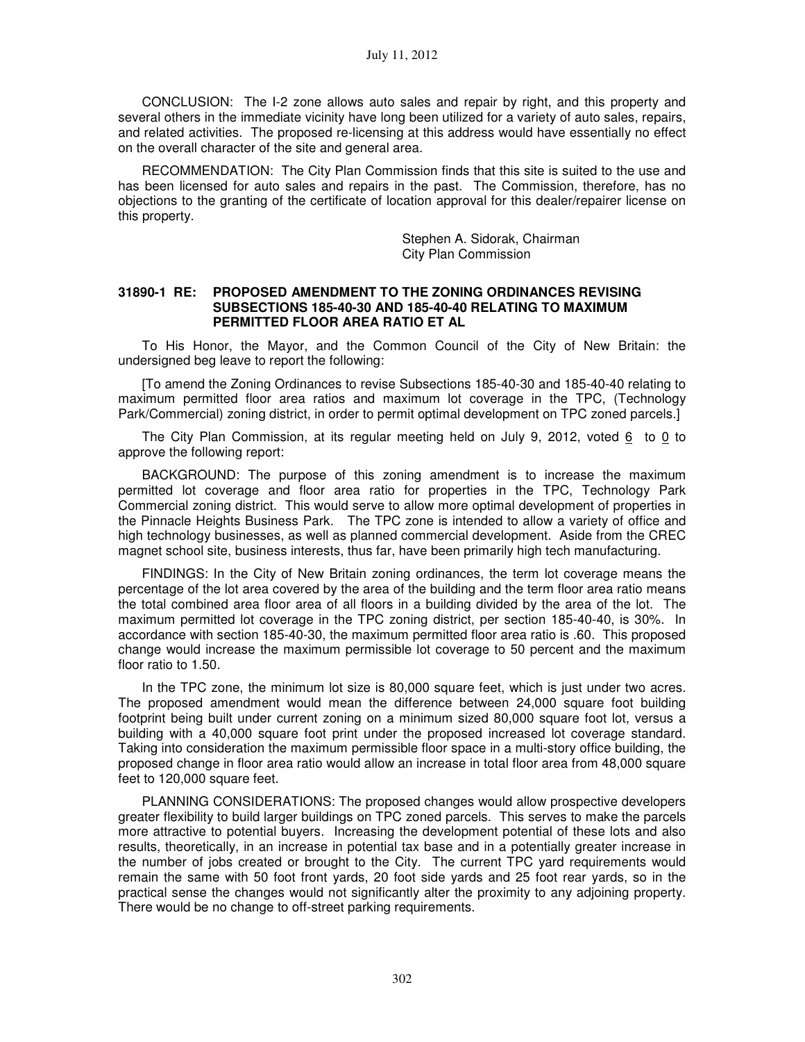CONCLUSION: The I-2 zone allows auto sales and repair by right, and this property and several others in the immediate vicinity have long been utilized for a variety of auto sales, repairs, and related activities. The proposed re-licensing at this address would have essentially no effect on the overall character of the site and general area.

RECOMMENDATION: The City Plan Commission finds that this site is suited to the use and has been licensed for auto sales and repairs in the past. The Commission, therefore, has no objections to the granting of the certificate of location approval for this dealer/repairer license on this property.

Stephen A. Sidorak, Chairman
City Plan Commission

**31890-1 RE: PROPOSED AMENDMENT TO THE ZONING ORDINANCES REVISING SUBSECTIONS 185-40-30 AND 185-40-40 RELATING TO MAXIMUM PERMITTED FLOOR AREA RATIO ET AL**

To His Honor, the Mayor, and the Common Council of the City of New Britain: the undersigned beg leave to report the following:

[To amend the Zoning Ordinances to revise Subsections 185-40-30 and 185-40-40 relating to maximum permitted floor area ratios and maximum lot coverage in the TPC, (Technology Park/Commercial) zoning district, in order to permit optimal development on TPC zoned parcels.]

The City Plan Commission, at its regular meeting held on July 9, 2012, voted 6 to 0 to approve the following report:

BACKGROUND: The purpose of this zoning amendment is to increase the maximum permitted lot coverage and floor area ratio for properties in the TPC, Technology Park Commercial zoning district. This would serve to allow more optimal development of properties in the Pinnacle Heights Business Park. The TPC zone is intended to allow a variety of office and high technology businesses, as well as planned commercial development. Aside from the CREC magnet school site, business interests, thus far, have been primarily high tech manufacturing.

FINDINGS: In the City of New Britain zoning ordinances, the term lot coverage means the percentage of the lot area covered by the area of the building and the term floor area ratio means the total combined area floor area of all floors in a building divided by the area of the lot. The maximum permitted lot coverage in the TPC zoning district, per section 185-40-40, is 30%. In accordance with section 185-40-30, the maximum permitted floor area ratio is .60. This proposed change would increase the maximum permissible lot coverage to 50 percent and the maximum floor ratio to 1.50.

In the TPC zone, the minimum lot size is 80,000 square feet, which is just under two acres. The proposed amendment would mean the difference between 24,000 square foot building footprint being built under current zoning on a minimum sized 80,000 square foot lot, versus a building with a 40,000 square foot print under the proposed increased lot coverage standard. Taking into consideration the maximum permissible floor space in a multi-story office building, the proposed change in floor area ratio would allow an increase in total floor area from 48,000 square feet to 120,000 square feet.

PLANNING CONSIDERATIONS: The proposed changes would allow prospective developers greater flexibility to build larger buildings on TPC zoned parcels. This serves to make the parcels more attractive to potential buyers. Increasing the development potential of these lots and also results, theoretically, in an increase in potential tax base and in a potentially greater increase in the number of jobs created or brought to the City. The current TPC yard requirements would remain the same with 50 foot front yards, 20 foot side yards and 25 foot rear yards, so in the practical sense the changes would not significantly alter the proximity to any adjoining property. There would be no change to off-street parking requirements.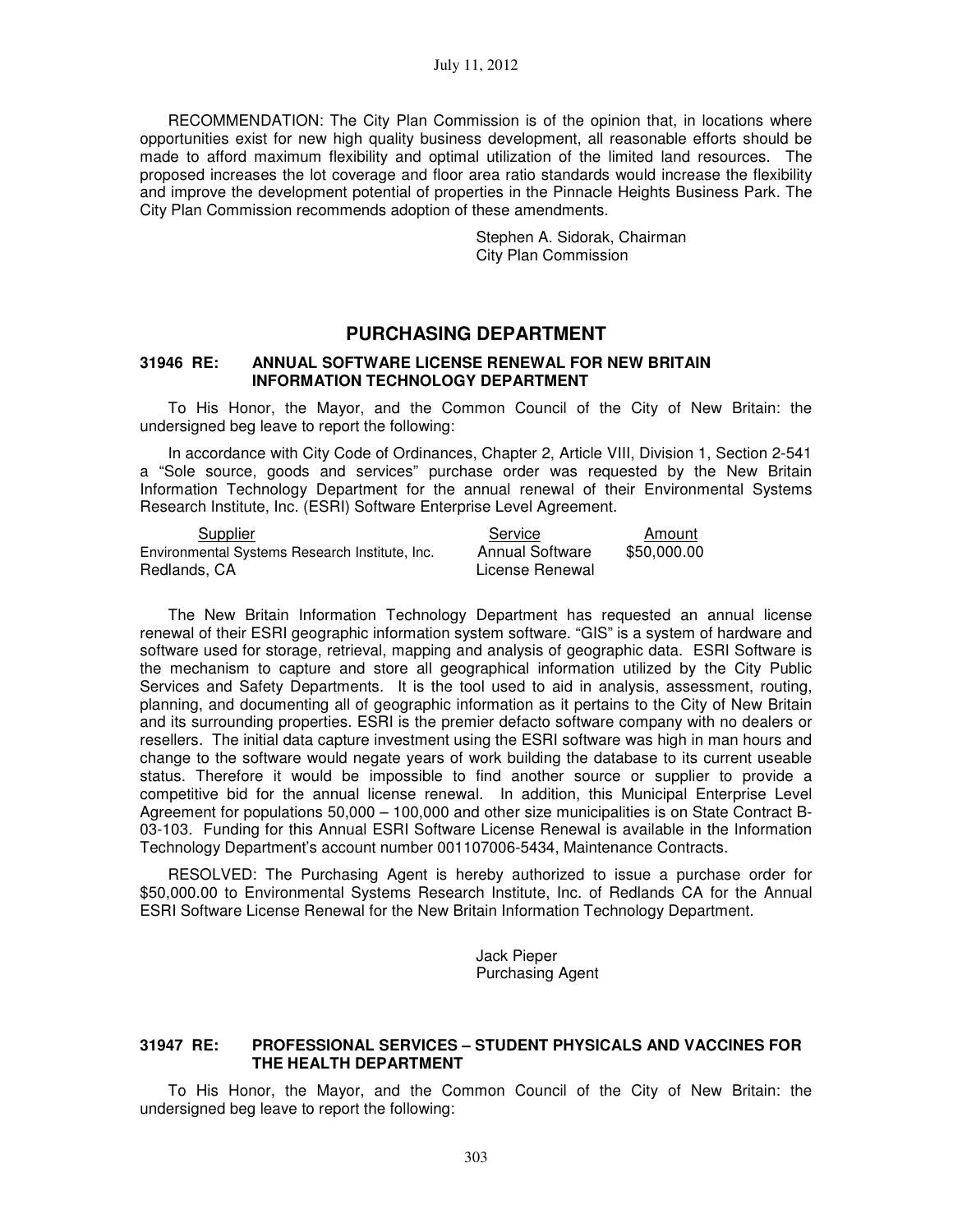RECOMMENDATION: The City Plan Commission is of the opinion that, in locations where opportunities exist for new high quality business development, all reasonable efforts should be made to afford maximum flexibility and optimal utilization of the limited land resources. The proposed increases the lot coverage and floor area ratio standards would increase the flexibility and improve the development potential of properties in the Pinnacle Heights Business Park. The City Plan Commission recommends adoption of these amendments.

Stephen A. Sidorak, Chairman
City Plan Commission

## PURCHASING DEPARTMENT

### 31946 RE: ANNUAL SOFTWARE LICENSE RENEWAL FOR NEW BRITAIN INFORMATION TECHNOLOGY DEPARTMENT

To His Honor, the Mayor, and the Common Council of the City of New Britain: the undersigned beg leave to report the following:

In accordance with City Code of Ordinances, Chapter 2, Article VIII, Division 1, Section 2-541 a "Sole source, goods and services" purchase order was requested by the New Britain Information Technology Department for the annual renewal of their Environmental Systems Research Institute, Inc. (ESRI) Software Enterprise Level Agreement.

| Supplier | Service | Amount |
|---|---|---|
| Environmental Systems Research Institute, Inc. Redlands, CA | Annual Software License Renewal | $50,000.00 |

The New Britain Information Technology Department has requested an annual license renewal of their ESRI geographic information system software. "GIS" is a system of hardware and software used for storage, retrieval, mapping and analysis of geographic data. ESRI Software is the mechanism to capture and store all geographical information utilized by the City Public Services and Safety Departments. It is the tool used to aid in analysis, assessment, routing, planning, and documenting all of geographic information as it pertains to the City of New Britain and its surrounding properties. ESRI is the premier defacto software company with no dealers or resellers. The initial data capture investment using the ESRI software was high in man hours and change to the software would negate years of work building the database to its current useable status. Therefore it would be impossible to find another source or supplier to provide a competitive bid for the annual license renewal. In addition, this Municipal Enterprise Level Agreement for populations 50,000 – 100,000 and other size municipalities is on State Contract B-03-103. Funding for this Annual ESRI Software License Renewal is available in the Information Technology Department's account number 001107006-5434, Maintenance Contracts.

RESOLVED: The Purchasing Agent is hereby authorized to issue a purchase order for $50,000.00 to Environmental Systems Research Institute, Inc. of Redlands CA for the Annual ESRI Software License Renewal for the New Britain Information Technology Department.

Jack Pieper
Purchasing Agent

### 31947 RE: PROFESSIONAL SERVICES – STUDENT PHYSICALS AND VACCINES FOR THE HEALTH DEPARTMENT

To His Honor, the Mayor, and the Common Council of the City of New Britain: the undersigned beg leave to report the following: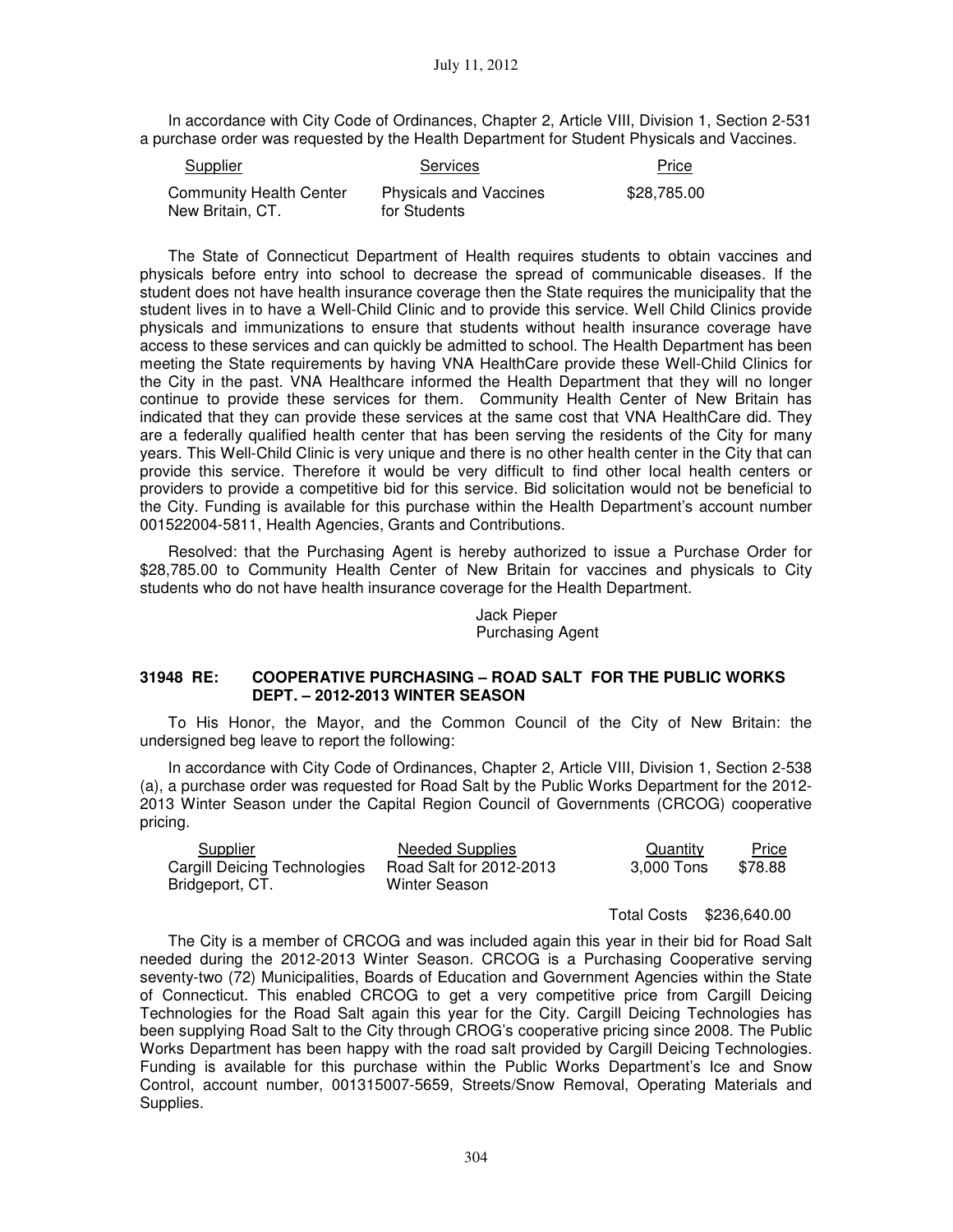In accordance with City Code of Ordinances, Chapter 2, Article VIII, Division 1, Section 2-531 a purchase order was requested by the Health Department for Student Physicals and Vaccines.

| Supplier | Services | Price |
|---|---|---|
| Community Health Center New Britain, CT. | Physicals and Vaccines for Students | $28,785.00 |

The State of Connecticut Department of Health requires students to obtain vaccines and physicals before entry into school to decrease the spread of communicable diseases. If the student does not have health insurance coverage then the State requires the municipality that the student lives in to have a Well-Child Clinic and to provide this service. Well Child Clinics provide physicals and immunizations to ensure that students without health insurance coverage have access to these services and can quickly be admitted to school. The Health Department has been meeting the State requirements by having VNA HealthCare provide these Well-Child Clinics for the City in the past. VNA Healthcare informed the Health Department that they will no longer continue to provide these services for them. Community Health Center of New Britain has indicated that they can provide these services at the same cost that VNA HealthCare did. They are a federally qualified health center that has been serving the residents of the City for many years. This Well-Child Clinic is very unique and there is no other health center in the City that can provide this service. Therefore it would be very difficult to find other local health centers or providers to provide a competitive bid for this service. Bid solicitation would not be beneficial to the City. Funding is available for this purchase within the Health Department's account number 001522004-5811, Health Agencies, Grants and Contributions.

Resolved: that the Purchasing Agent is hereby authorized to issue a Purchase Order for $28,785.00 to Community Health Center of New Britain for vaccines and physicals to City students who do not have health insurance coverage for the Health Department.

Jack Pieper
Purchasing Agent

### 31948 RE: COOPERATIVE PURCHASING – ROAD SALT FOR THE PUBLIC WORKS DEPT. – 2012-2013 WINTER SEASON

To His Honor, the Mayor, and the Common Council of the City of New Britain: the undersigned beg leave to report the following:

In accordance with City Code of Ordinances, Chapter 2, Article VIII, Division 1, Section 2-538 (a), a purchase order was requested for Road Salt by the Public Works Department for the 2012-2013 Winter Season under the Capital Region Council of Governments (CRCOG) cooperative pricing.

| Supplier | Needed Supplies | Quantity | Price |
|---|---|---|---|
| Cargill Deicing Technologies Bridgeport, CT. | Road Salt for 2012-2013 Winter Season | 3,000 Tons | $78.88 |
| | | Total Costs | $236,640.00 |

The City is a member of CRCOG and was included again this year in their bid for Road Salt needed during the 2012-2013 Winter Season. CRCOG is a Purchasing Cooperative serving seventy-two (72) Municipalities, Boards of Education and Government Agencies within the State of Connecticut. This enabled CRCOG to get a very competitive price from Cargill Deicing Technologies for the Road Salt again this year for the City. Cargill Deicing Technologies has been supplying Road Salt to the City through CROG's cooperative pricing since 2008. The Public Works Department has been happy with the road salt provided by Cargill Deicing Technologies. Funding is available for this purchase within the Public Works Department's Ice and Snow Control, account number, 001315007-5659, Streets/Snow Removal, Operating Materials and Supplies.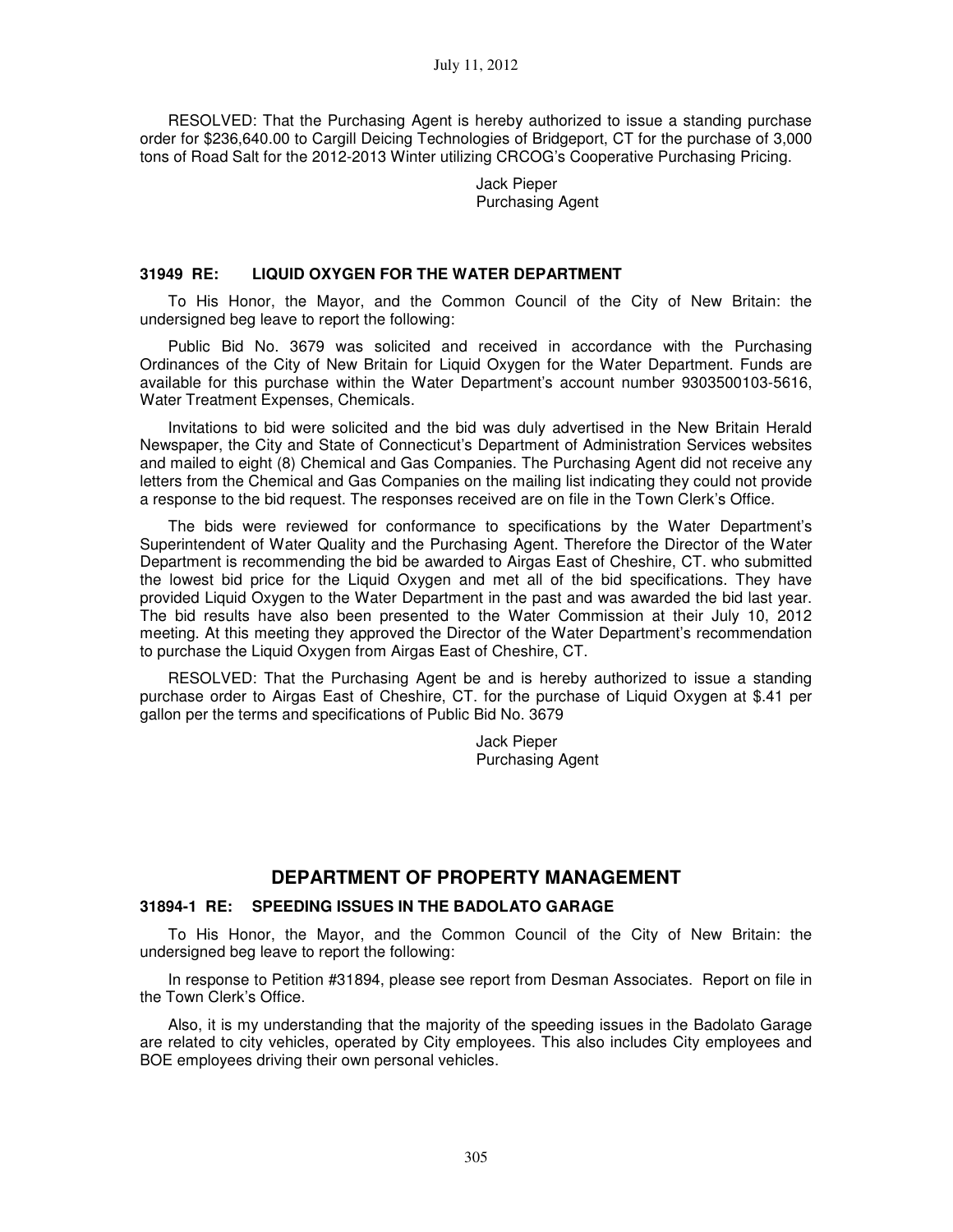RESOLVED: That the Purchasing Agent is hereby authorized to issue a standing purchase order for $236,640.00 to Cargill Deicing Technologies of Bridgeport, CT for the purchase of 3,000 tons of Road Salt for the 2012-2013 Winter utilizing CRCOG's Cooperative Purchasing Pricing.

Jack Pieper
Purchasing Agent

### 31949 RE: LIQUID OXYGEN FOR THE WATER DEPARTMENT

To His Honor, the Mayor, and the Common Council of the City of New Britain: the undersigned beg leave to report the following:

Public Bid No. 3679 was solicited and received in accordance with the Purchasing Ordinances of the City of New Britain for Liquid Oxygen for the Water Department. Funds are available for this purchase within the Water Department's account number 9303500103-5616, Water Treatment Expenses, Chemicals.

Invitations to bid were solicited and the bid was duly advertised in the New Britain Herald Newspaper, the City and State of Connecticut's Department of Administration Services websites and mailed to eight (8) Chemical and Gas Companies. The Purchasing Agent did not receive any letters from the Chemical and Gas Companies on the mailing list indicating they could not provide a response to the bid request. The responses received are on file in the Town Clerk's Office.

The bids were reviewed for conformance to specifications by the Water Department's Superintendent of Water Quality and the Purchasing Agent. Therefore the Director of the Water Department is recommending the bid be awarded to Airgas East of Cheshire, CT. who submitted the lowest bid price for the Liquid Oxygen and met all of the bid specifications. They have provided Liquid Oxygen to the Water Department in the past and was awarded the bid last year. The bid results have also been presented to the Water Commission at their July 10, 2012 meeting. At this meeting they approved the Director of the Water Department's recommendation to purchase the Liquid Oxygen from Airgas East of Cheshire, CT.

RESOLVED: That the Purchasing Agent be and is hereby authorized to issue a standing purchase order to Airgas East of Cheshire, CT. for the purchase of Liquid Oxygen at $.41 per gallon per the terms and specifications of Public Bid No. 3679

Jack Pieper
Purchasing Agent

## DEPARTMENT OF PROPERTY MANAGEMENT

### 31894-1 RE: SPEEDING ISSUES IN THE BADOLATO GARAGE

To His Honor, the Mayor, and the Common Council of the City of New Britain: the undersigned beg leave to report the following:

In response to Petition #31894, please see report from Desman Associates. Report on file in the Town Clerk's Office.

Also, it is my understanding that the majority of the speeding issues in the Badolato Garage are related to city vehicles, operated by City employees. This also includes City employees and BOE employees driving their own personal vehicles.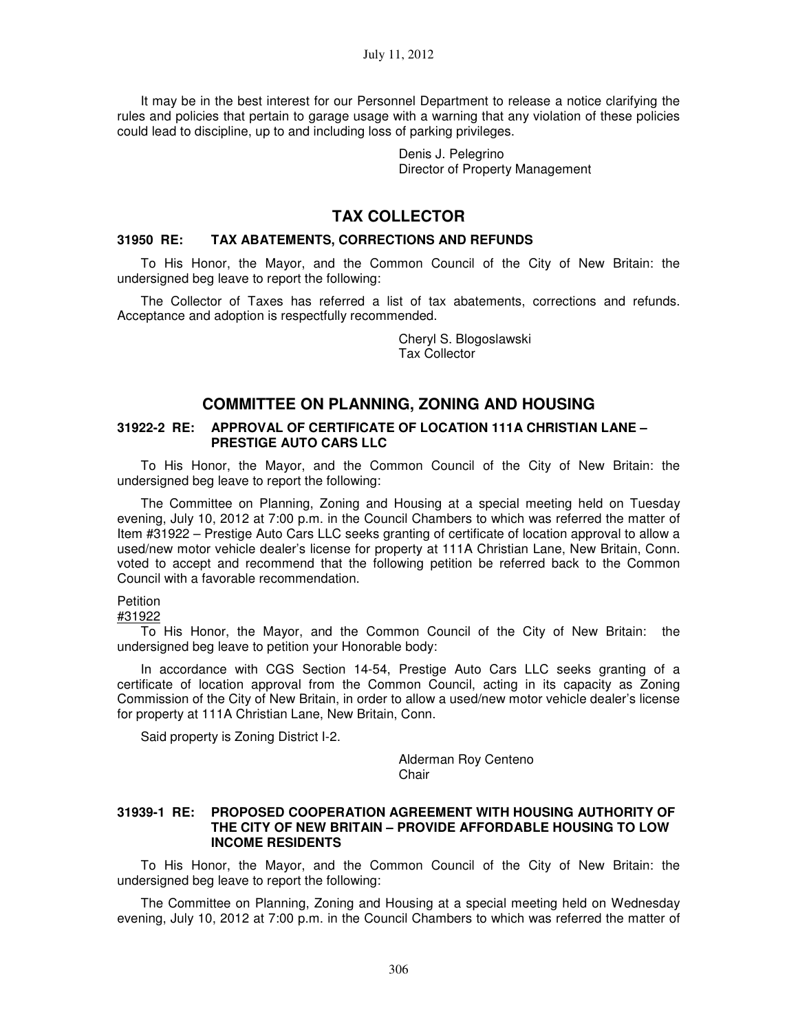It may be in the best interest for our Personnel Department to release a notice clarifying the rules and policies that pertain to garage usage with a warning that any violation of these policies could lead to discipline, up to and including loss of parking privileges.

Denis J. Pelegrino
Director of Property Management

## TAX COLLECTOR

### 31950 RE: TAX ABATEMENTS, CORRECTIONS AND REFUNDS

To His Honor, the Mayor, and the Common Council of the City of New Britain: the undersigned beg leave to report the following:

The Collector of Taxes has referred a list of tax abatements, corrections and refunds. Acceptance and adoption is respectfully recommended.

Cheryl S. Blogoslawski
Tax Collector

## COMMITTEE ON PLANNING, ZONING AND HOUSING

### 31922-2 RE: APPROVAL OF CERTIFICATE OF LOCATION 111A CHRISTIAN LANE – PRESTIGE AUTO CARS LLC

To His Honor, the Mayor, and the Common Council of the City of New Britain: the undersigned beg leave to report the following:

The Committee on Planning, Zoning and Housing at a special meeting held on Tuesday evening, July 10, 2012 at 7:00 p.m. in the Council Chambers to which was referred the matter of Item #31922 – Prestige Auto Cars LLC seeks granting of certificate of location approval to allow a used/new motor vehicle dealer's license for property at 111A Christian Lane, New Britain, Conn. voted to accept and recommend that the following petition be referred back to the Common Council with a favorable recommendation.

Petition
#31922

To His Honor, the Mayor, and the Common Council of the City of New Britain: the undersigned beg leave to petition your Honorable body:

In accordance with CGS Section 14-54, Prestige Auto Cars LLC seeks granting of a certificate of location approval from the Common Council, acting in its capacity as Zoning Commission of the City of New Britain, in order to allow a used/new motor vehicle dealer's license for property at 111A Christian Lane, New Britain, Conn.

Said property is Zoning District I-2.

Alderman Roy Centeno
Chair

### 31939-1 RE: PROPOSED COOPERATION AGREEMENT WITH HOUSING AUTHORITY OF THE CITY OF NEW BRITAIN – PROVIDE AFFORDABLE HOUSING TO LOW INCOME RESIDENTS

To His Honor, the Mayor, and the Common Council of the City of New Britain: the undersigned beg leave to report the following:

The Committee on Planning, Zoning and Housing at a special meeting held on Wednesday evening, July 10, 2012 at 7:00 p.m. in the Council Chambers to which was referred the matter of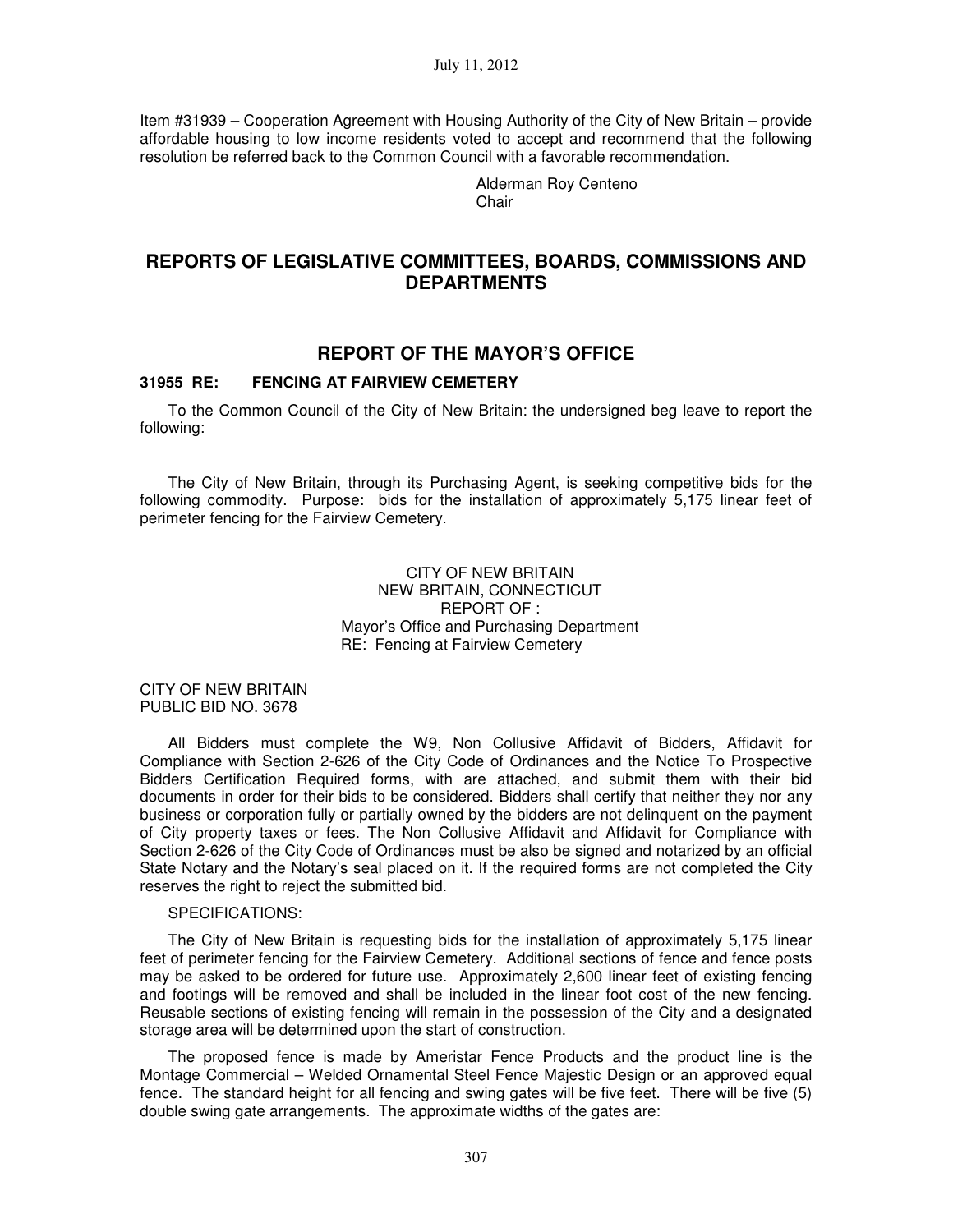Item #31939 – Cooperation Agreement with Housing Authority of the City of New Britain – provide affordable housing to low income residents voted to accept and recommend that the following resolution be referred back to the Common Council with a favorable recommendation.

Alderman Roy Centeno
Chair

## REPORTS OF LEGISLATIVE COMMITTEES, BOARDS, COMMISSIONS AND DEPARTMENTS

## REPORT OF THE MAYOR'S OFFICE

### 31955 RE: FENCING AT FAIRVIEW CEMETERY

To the Common Council of the City of New Britain: the undersigned beg leave to report the following:

The City of New Britain, through its Purchasing Agent, is seeking competitive bids for the following commodity. Purpose: bids for the installation of approximately 5,175 linear feet of perimeter fencing for the Fairview Cemetery.

CITY OF NEW BRITAIN
NEW BRITAIN, CONNECTICUT
REPORT OF :
Mayor's Office and Purchasing Department
RE: Fencing at Fairview Cemetery

CITY OF NEW BRITAIN
PUBLIC BID NO. 3678

All Bidders must complete the W9, Non Collusive Affidavit of Bidders, Affidavit for Compliance with Section 2-626 of the City Code of Ordinances and the Notice To Prospective Bidders Certification Required forms, with are attached, and submit them with their bid documents in order for their bids to be considered. Bidders shall certify that neither they nor any business or corporation fully or partially owned by the bidders are not delinquent on the payment of City property taxes or fees. The Non Collusive Affidavit and Affidavit for Compliance with Section 2-626 of the City Code of Ordinances must be also be signed and notarized by an official State Notary and the Notary's seal placed on it. If the required forms are not completed the City reserves the right to reject the submitted bid.

SPECIFICATIONS:

The City of New Britain is requesting bids for the installation of approximately 5,175 linear feet of perimeter fencing for the Fairview Cemetery. Additional sections of fence and fence posts may be asked to be ordered for future use. Approximately 2,600 linear feet of existing fencing and footings will be removed and shall be included in the linear foot cost of the new fencing. Reusable sections of existing fencing will remain in the possession of the City and a designated storage area will be determined upon the start of construction.

The proposed fence is made by Ameristar Fence Products and the product line is the Montage Commercial – Welded Ornamental Steel Fence Majestic Design or an approved equal fence. The standard height for all fencing and swing gates will be five feet. There will be five (5) double swing gate arrangements. The approximate widths of the gates are: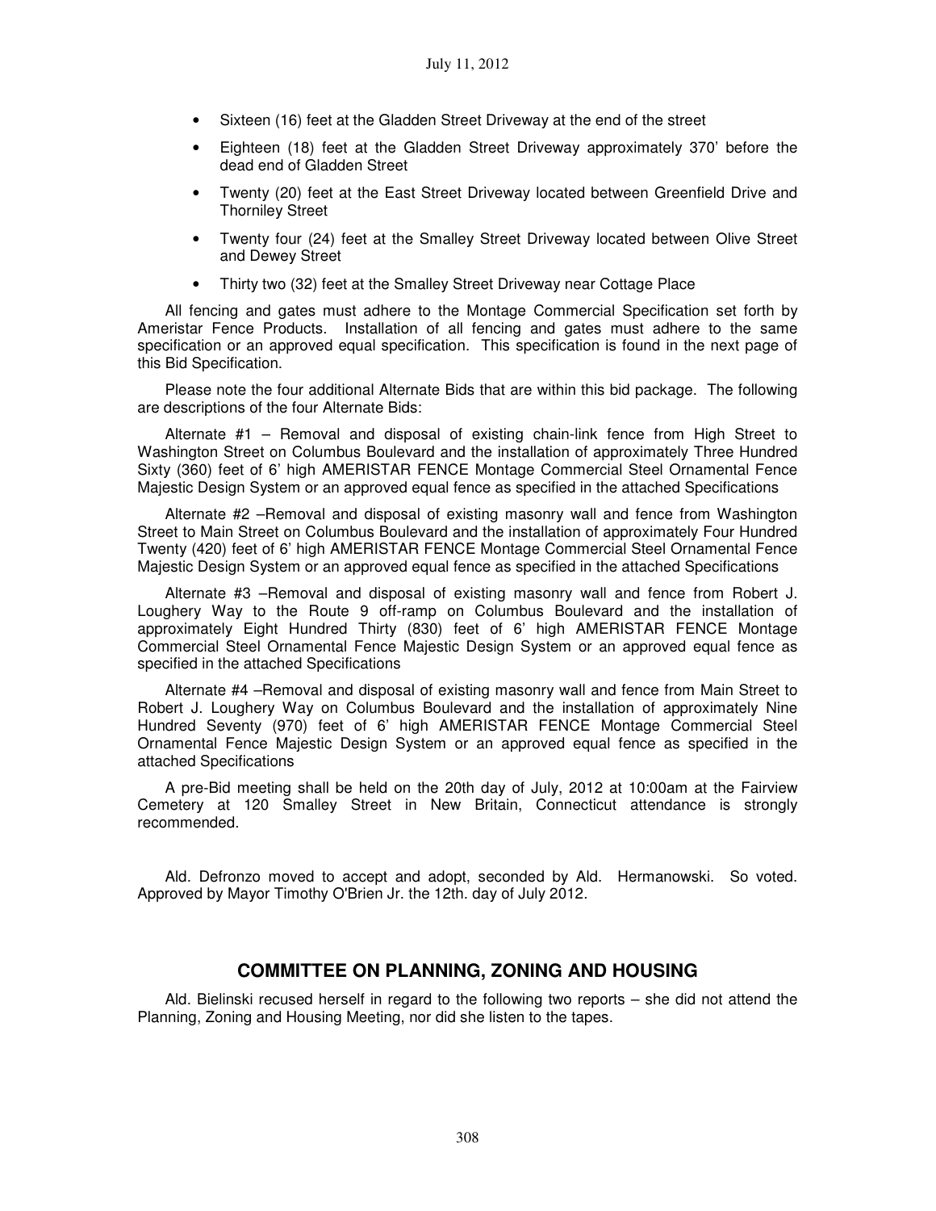- Sixteen (16) feet at the Gladden Street Driveway at the end of the street
- Eighteen (18) feet at the Gladden Street Driveway approximately 370' before the dead end of Gladden Street
- Twenty (20) feet at the East Street Driveway located between Greenfield Drive and Thorniley Street
- Twenty four (24) feet at the Smalley Street Driveway located between Olive Street and Dewey Street
- Thirty two (32) feet at the Smalley Street Driveway near Cottage Place

All fencing and gates must adhere to the Montage Commercial Specification set forth by Ameristar Fence Products. Installation of all fencing and gates must adhere to the same specification or an approved equal specification. This specification is found in the next page of this Bid Specification.

Please note the four additional Alternate Bids that are within this bid package. The following are descriptions of the four Alternate Bids:

Alternate #1 – Removal and disposal of existing chain-link fence from High Street to Washington Street on Columbus Boulevard and the installation of approximately Three Hundred Sixty (360) feet of 6' high AMERISTAR FENCE Montage Commercial Steel Ornamental Fence Majestic Design System or an approved equal fence as specified in the attached Specifications

Alternate #2 –Removal and disposal of existing masonry wall and fence from Washington Street to Main Street on Columbus Boulevard and the installation of approximately Four Hundred Twenty (420) feet of 6' high AMERISTAR FENCE Montage Commercial Steel Ornamental Fence Majestic Design System or an approved equal fence as specified in the attached Specifications

Alternate #3 –Removal and disposal of existing masonry wall and fence from Robert J. Loughery Way to the Route 9 off-ramp on Columbus Boulevard and the installation of approximately Eight Hundred Thirty (830) feet of 6' high AMERISTAR FENCE Montage Commercial Steel Ornamental Fence Majestic Design System or an approved equal fence as specified in the attached Specifications

Alternate #4 –Removal and disposal of existing masonry wall and fence from Main Street to Robert J. Loughery Way on Columbus Boulevard and the installation of approximately Nine Hundred Seventy (970) feet of 6' high AMERISTAR FENCE Montage Commercial Steel Ornamental Fence Majestic Design System or an approved equal fence as specified in the attached Specifications

A pre-Bid meeting shall be held on the 20th day of July, 2012 at 10:00am at the Fairview Cemetery at 120 Smalley Street in New Britain, Connecticut attendance is strongly recommended.

Ald. Defronzo moved to accept and adopt, seconded by Ald. Hermanowski. So voted. Approved by Mayor Timothy O'Brien Jr. the 12th. day of July 2012.

## COMMITTEE ON PLANNING, ZONING AND HOUSING

Ald. Bielinski recused herself in regard to the following two reports – she did not attend the Planning, Zoning and Housing Meeting, nor did she listen to the tapes.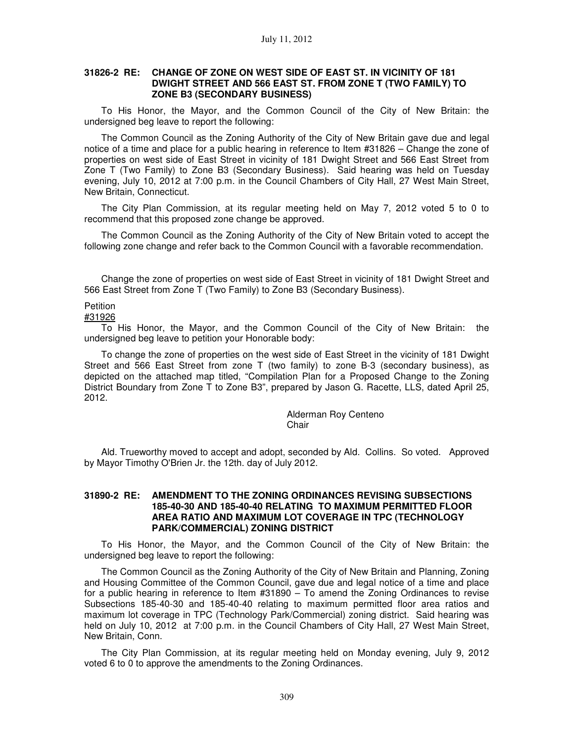July 11, 2012

**31826-2 RE: CHANGE OF ZONE ON WEST SIDE OF EAST ST. IN VICINITY OF 181 DWIGHT STREET AND 566 EAST ST. FROM ZONE T (TWO FAMILY) TO ZONE B3 (SECONDARY BUSINESS)**

To His Honor, the Mayor, and the Common Council of the City of New Britain: the undersigned beg leave to report the following:

The Common Council as the Zoning Authority of the City of New Britain gave due and legal notice of a time and place for a public hearing in reference to Item #31826 – Change the zone of properties on west side of East Street in vicinity of 181 Dwight Street and 566 East Street from Zone T (Two Family) to Zone B3 (Secondary Business). Said hearing was held on Tuesday evening, July 10, 2012 at 7:00 p.m. in the Council Chambers of City Hall, 27 West Main Street, New Britain, Connecticut.

The City Plan Commission, at its regular meeting held on May 7, 2012 voted 5 to 0 to recommend that this proposed zone change be approved.

The Common Council as the Zoning Authority of the City of New Britain voted to accept the following zone change and refer back to the Common Council with a favorable recommendation.

Change the zone of properties on west side of East Street in vicinity of 181 Dwight Street and 566 East Street from Zone T (Two Family) to Zone B3 (Secondary Business).

Petition
#31926

To His Honor, the Mayor, and the Common Council of the City of New Britain: the undersigned beg leave to petition your Honorable body:

To change the zone of properties on the west side of East Street in the vicinity of 181 Dwight Street and 566 East Street from zone T (two family) to zone B-3 (secondary business), as depicted on the attached map titled, "Compilation Plan for a Proposed Change to the Zoning District Boundary from Zone T to Zone B3", prepared by Jason G. Racette, LLS, dated April 25, 2012.

Alderman Roy Centeno
Chair

Ald. Trueworthy moved to accept and adopt, seconded by Ald. Collins. So voted. Approved by Mayor Timothy O'Brien Jr. the 12th. day of July 2012.

**31890-2 RE: AMENDMENT TO THE ZONING ORDINANCES REVISING SUBSECTIONS 185-40-30 AND 185-40-40 RELATING TO MAXIMUM PERMITTED FLOOR AREA RATIO AND MAXIMUM LOT COVERAGE IN TPC (TECHNOLOGY PARK/COMMERCIAL) ZONING DISTRICT**

To His Honor, the Mayor, and the Common Council of the City of New Britain: the undersigned beg leave to report the following:

The Common Council as the Zoning Authority of the City of New Britain and Planning, Zoning and Housing Committee of the Common Council, gave due and legal notice of a time and place for a public hearing in reference to Item #31890 – To amend the Zoning Ordinances to revise Subsections 185-40-30 and 185-40-40 relating to maximum permitted floor area ratios and maximum lot coverage in TPC (Technology Park/Commercial) zoning district. Said hearing was held on July 10, 2012 at 7:00 p.m. in the Council Chambers of City Hall, 27 West Main Street, New Britain, Conn.

The City Plan Commission, at its regular meeting held on Monday evening, July 9, 2012 voted 6 to 0 to approve the amendments to the Zoning Ordinances.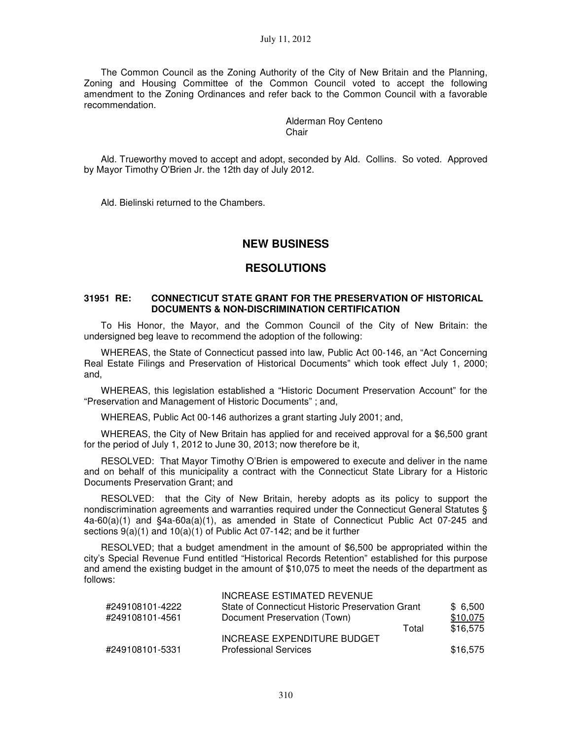The Common Council as the Zoning Authority of the City of New Britain and the Planning, Zoning and Housing Committee of the Common Council voted to accept the following amendment to the Zoning Ordinances and refer back to the Common Council with a favorable recommendation.

Alderman Roy Centeno
Chair

Ald. Trueworthy moved to accept and adopt, seconded by Ald. Collins. So voted. Approved by Mayor Timothy O'Brien Jr. the 12th day of July 2012.

Ald. Bielinski returned to the Chambers.

## NEW BUSINESS

## RESOLUTIONS

### 31951 RE: CONNECTICUT STATE GRANT FOR THE PRESERVATION OF HISTORICAL DOCUMENTS & NON-DISCRIMINATION CERTIFICATION

To His Honor, the Mayor, and the Common Council of the City of New Britain: the undersigned beg leave to recommend the adoption of the following:

WHEREAS, the State of Connecticut passed into law, Public Act 00-146, an "Act Concerning Real Estate Filings and Preservation of Historical Documents" which took effect July 1, 2000; and,

WHEREAS, this legislation established a "Historic Document Preservation Account" for the "Preservation and Management of Historic Documents" ; and,

WHEREAS, Public Act 00-146 authorizes a grant starting July 2001; and,

WHEREAS, the City of New Britain has applied for and received approval for a $6,500 grant for the period of July 1, 2012 to June 30, 2013; now therefore be it,

RESOLVED: That Mayor Timothy O'Brien is empowered to execute and deliver in the name and on behalf of this municipality a contract with the Connecticut State Library for a Historic Documents Preservation Grant; and

RESOLVED: that the City of New Britain, hereby adopts as its policy to support the nondiscrimination agreements and warranties required under the Connecticut General Statutes § 4a-60(a)(1) and §4a-60a(a)(1), as amended in State of Connecticut Public Act 07-245 and sections 9(a)(1) and 10(a)(1) of Public Act 07-142; and be it further

RESOLVED; that a budget amendment in the amount of $6,500 be appropriated within the city's Special Revenue Fund entitled "Historical Records Retention" established for this purpose and amend the existing budget in the amount of $10,075 to meet the needs of the department as follows:

| | | |
|---|---|---|
| | INCREASE ESTIMATED REVENUE | |
| #249108101-4222 | State of Connecticut Historic Preservation Grant | $ 6,500 |
| #249108101-4561 | Document Preservation (Town) | $10,075 |
| | Total | $16,575 |
| | INCREASE EXPENDITURE BUDGET | |
| #249108101-5331 | Professional Services | $16,575 |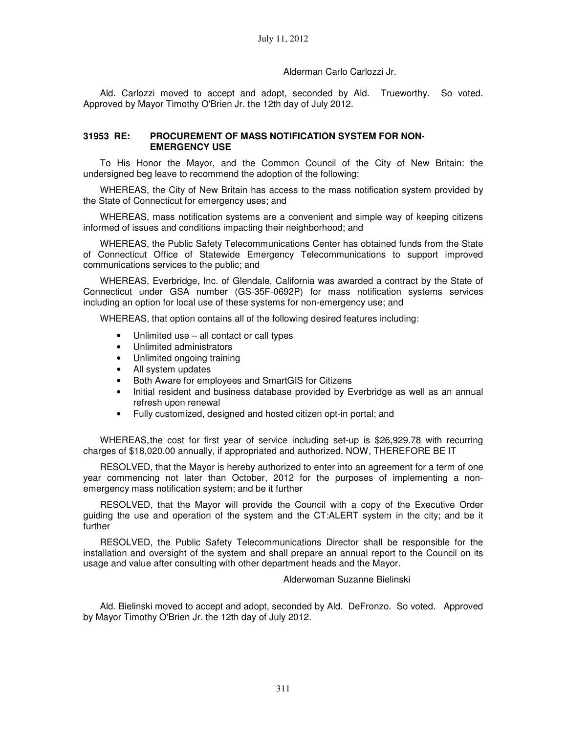Alderman Carlo Carlozzi Jr.

Ald. Carlozzi moved to accept and adopt, seconded by Ald. Trueworthy. So voted. Approved by Mayor Timothy O'Brien Jr. the 12th day of July 2012.

**31953 RE: PROCUREMENT OF MASS NOTIFICATION SYSTEM FOR NON-EMERGENCY USE**

To His Honor the Mayor, and the Common Council of the City of New Britain: the undersigned beg leave to recommend the adoption of the following:

WHEREAS, the City of New Britain has access to the mass notification system provided by the State of Connecticut for emergency uses; and

WHEREAS, mass notification systems are a convenient and simple way of keeping citizens informed of issues and conditions impacting their neighborhood; and

WHEREAS, the Public Safety Telecommunications Center has obtained funds from the State of Connecticut Office of Statewide Emergency Telecommunications to support improved communications services to the public; and

WHEREAS, Everbridge, Inc. of Glendale, California was awarded a contract by the State of Connecticut under GSA number (GS-35F-0692P) for mass notification systems services including an option for local use of these systems for non-emergency use; and

WHEREAS, that option contains all of the following desired features including:

- Unlimited use – all contact or call types
- Unlimited administrators
- Unlimited ongoing training
- All system updates
- Both Aware for employees and SmartGIS for Citizens
- Initial resident and business database provided by Everbridge as well as an annual refresh upon renewal
- Fully customized, designed and hosted citizen opt-in portal; and

WHEREAS, the cost for first year of service including set-up is $26,929.78 with recurring charges of $18,020.00 annually, if appropriated and authorized. NOW, THEREFORE BE IT

RESOLVED, that the Mayor is hereby authorized to enter into an agreement for a term of one year commencing not later than October, 2012 for the purposes of implementing a non-emergency mass notification system; and be it further

RESOLVED, that the Mayor will provide the Council with a copy of the Executive Order guiding the use and operation of the system and the CT:ALERT system in the city; and be it further

RESOLVED, the Public Safety Telecommunications Director shall be responsible for the installation and oversight of the system and shall prepare an annual report to the Council on its usage and value after consulting with other department heads and the Mayor.

Alderwoman Suzanne Bielinski

Ald. Bielinski moved to accept and adopt, seconded by Ald. DeFronzo. So voted. Approved by Mayor Timothy O'Brien Jr. the 12th day of July 2012.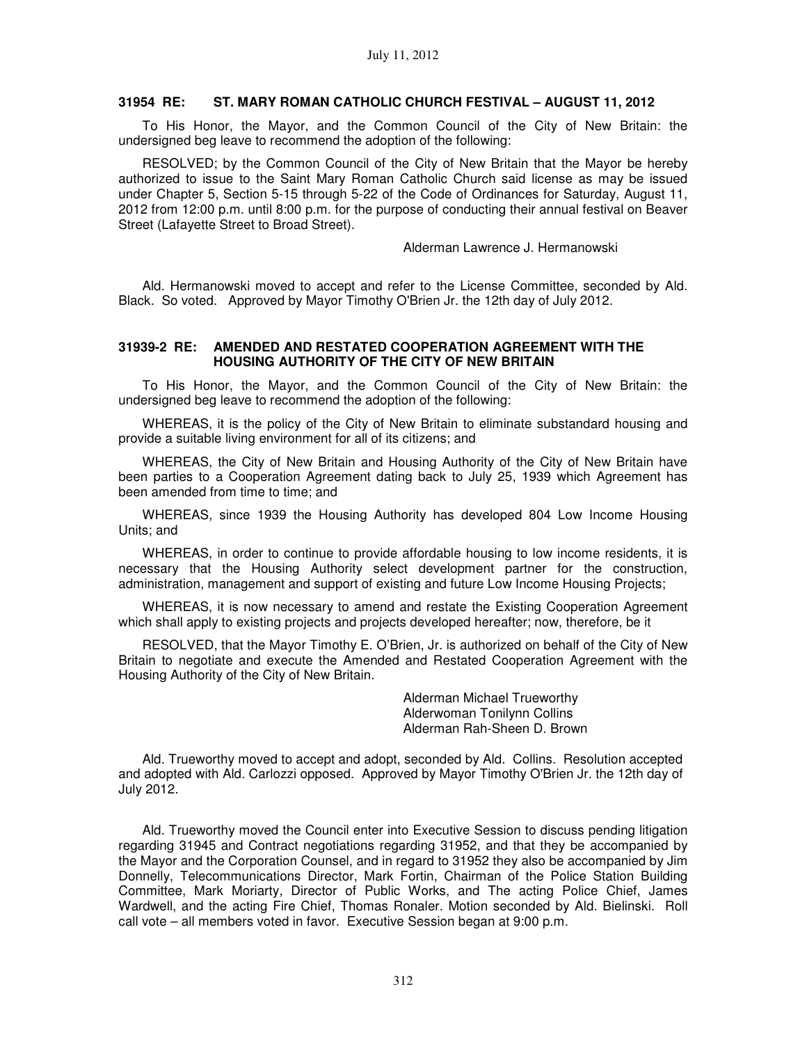### 31954 RE: ST. MARY ROMAN CATHOLIC CHURCH FESTIVAL – AUGUST 11, 2012

To His Honor, the Mayor, and the Common Council of the City of New Britain: the undersigned beg leave to recommend the adoption of the following:

RESOLVED; by the Common Council of the City of New Britain that the Mayor be hereby authorized to issue to the Saint Mary Roman Catholic Church said license as may be issued under Chapter 5, Section 5-15 through 5-22 of the Code of Ordinances for Saturday, August 11, 2012 from 12:00 p.m. until 8:00 p.m. for the purpose of conducting their annual festival on Beaver Street (Lafayette Street to Broad Street).

Alderman Lawrence J. Hermanowski

Ald. Hermanowski moved to accept and refer to the License Committee, seconded by Ald. Black. So voted. Approved by Mayor Timothy O'Brien Jr. the 12th day of July 2012.

### 31939-2 RE: AMENDED AND RESTATED COOPERATION AGREEMENT WITH THE HOUSING AUTHORITY OF THE CITY OF NEW BRITAIN

To His Honor, the Mayor, and the Common Council of the City of New Britain: the undersigned beg leave to recommend the adoption of the following:

WHEREAS, it is the policy of the City of New Britain to eliminate substandard housing and provide a suitable living environment for all of its citizens; and

WHEREAS, the City of New Britain and Housing Authority of the City of New Britain have been parties to a Cooperation Agreement dating back to July 25, 1939 which Agreement has been amended from time to time; and

WHEREAS, since 1939 the Housing Authority has developed 804 Low Income Housing Units; and

WHEREAS, in order to continue to provide affordable housing to low income residents, it is necessary that the Housing Authority select development partner for the construction, administration, management and support of existing and future Low Income Housing Projects;

WHEREAS, it is now necessary to amend and restate the Existing Cooperation Agreement which shall apply to existing projects and projects developed hereafter; now, therefore, be it

RESOLVED, that the Mayor Timothy E. O'Brien, Jr. is authorized on behalf of the City of New Britain to negotiate and execute the Amended and Restated Cooperation Agreement with the Housing Authority of the City of New Britain.

Alderman Michael Trueworthy
Alderwoman Tonilynn Collins
Alderman Rah-Sheen D. Brown

Ald. Trueworthy moved to accept and adopt, seconded by Ald. Collins. Resolution accepted and adopted with Ald. Carlozzi opposed. Approved by Mayor Timothy O'Brien Jr. the 12th day of July 2012.

Ald. Trueworthy moved the Council enter into Executive Session to discuss pending litigation regarding 31945 and Contract negotiations regarding 31952, and that they be accompanied by the Mayor and the Corporation Counsel, and in regard to 31952 they also be accompanied by Jim Donnelly, Telecommunications Director, Mark Fortin, Chairman of the Police Station Building Committee, Mark Moriarty, Director of Public Works, and The acting Police Chief, James Wardwell, and the acting Fire Chief, Thomas Ronaler. Motion seconded by Ald. Bielinski. Roll call vote – all members voted in favor. Executive Session began at 9:00 p.m.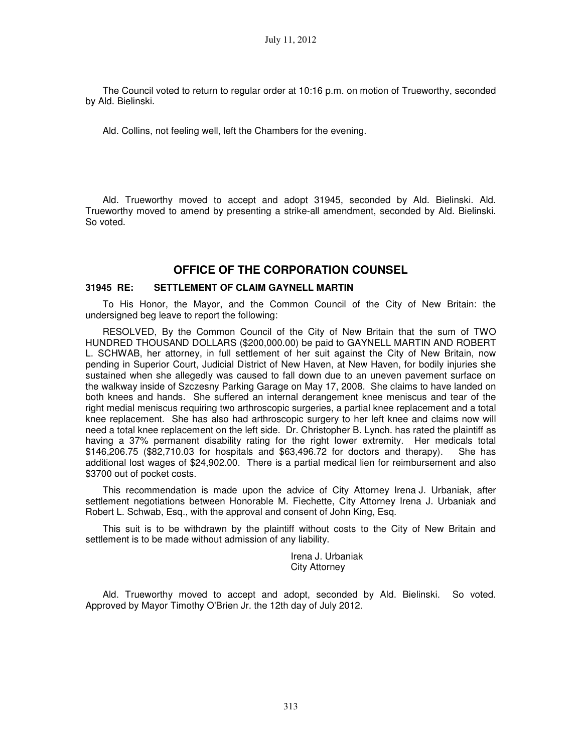The Council voted to return to regular order at 10:16 p.m. on motion of Trueworthy, seconded by Ald. Bielinski.

Ald. Collins, not feeling well, left the Chambers for the evening.

Ald. Trueworthy moved to accept and adopt 31945, seconded by Ald. Bielinski. Ald. Trueworthy moved to amend by presenting a strike-all amendment, seconded by Ald. Bielinski. So voted.

## OFFICE OF THE CORPORATION COUNSEL

### 31945 RE: SETTLEMENT OF CLAIM GAYNELL MARTIN

To His Honor, the Mayor, and the Common Council of the City of New Britain: the undersigned beg leave to report the following:

RESOLVED, By the Common Council of the City of New Britain that the sum of TWO HUNDRED THOUSAND DOLLARS ($200,000.00) be paid to GAYNELL MARTIN AND ROBERT L. SCHWAB, her attorney, in full settlement of her suit against the City of New Britain, now pending in Superior Court, Judicial District of New Haven, at New Haven, for bodily injuries she sustained when she allegedly was caused to fall down due to an uneven pavement surface on the walkway inside of Szczesny Parking Garage on May 17, 2008. She claims to have landed on both knees and hands. She suffered an internal derangement knee meniscus and tear of the right medial meniscus requiring two arthroscopic surgeries, a partial knee replacement and a total knee replacement. She has also had arthroscopic surgery to her left knee and claims now will need a total knee replacement on the left side. Dr. Christopher B. Lynch. has rated the plaintiff as having a 37% permanent disability rating for the right lower extremity. Her medicals total $146,206.75 ($82,710.03 for hospitals and $63,496.72 for doctors and therapy). She has additional lost wages of $24,902.00. There is a partial medical lien for reimbursement and also $3700 out of pocket costs.

This recommendation is made upon the advice of City Attorney Irena J. Urbaniak, after settlement negotiations between Honorable M. Fiechette, City Attorney Irena J. Urbaniak and Robert L. Schwab, Esq., with the approval and consent of John King, Esq.

This suit is to be withdrawn by the plaintiff without costs to the City of New Britain and settlement is to be made without admission of any liability.

Irena J. Urbaniak
City Attorney

Ald. Trueworthy moved to accept and adopt, seconded by Ald. Bielinski. So voted. Approved by Mayor Timothy O'Brien Jr. the 12th day of July 2012.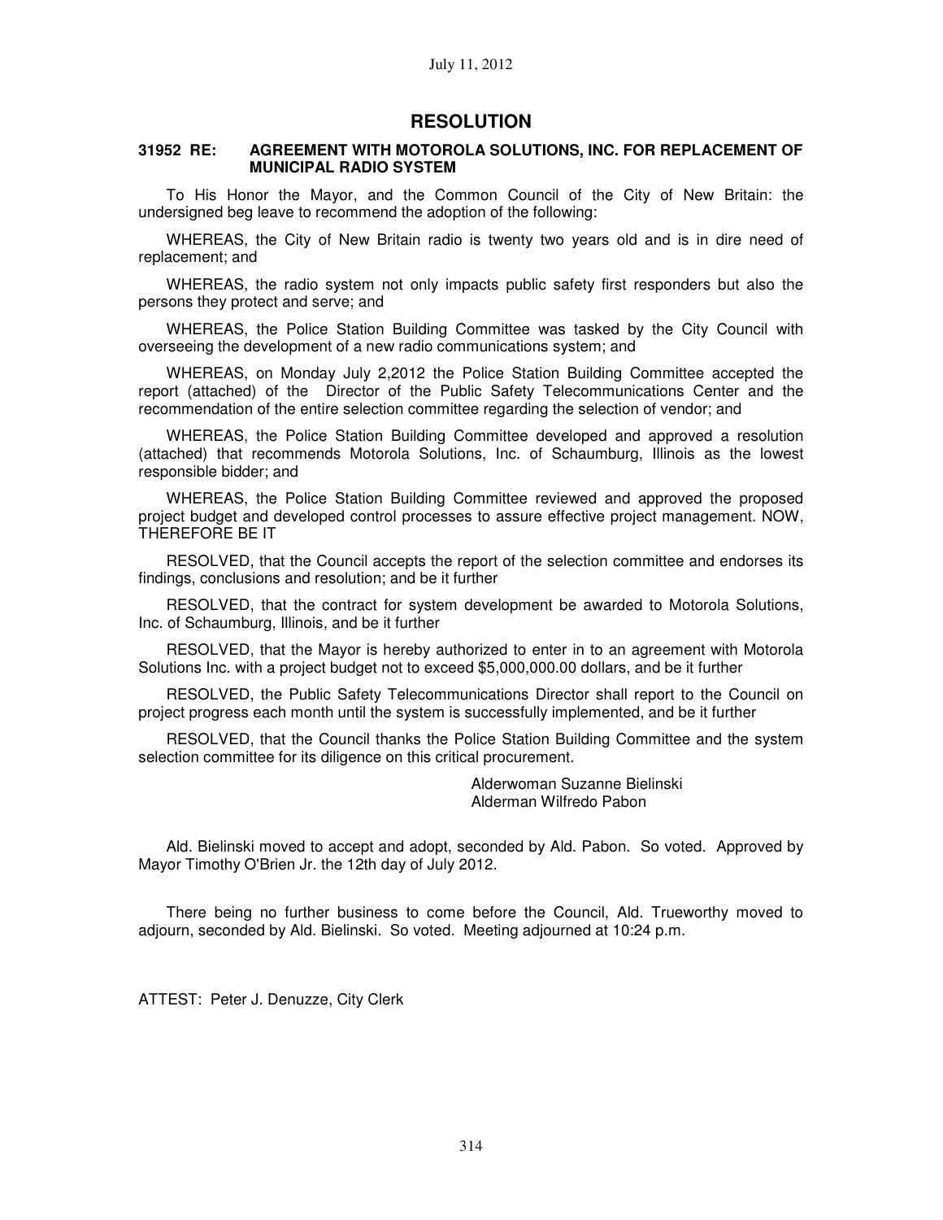July 11, 2012

# RESOLUTION

**31952 RE: AGREEMENT WITH MOTOROLA SOLUTIONS, INC. FOR REPLACEMENT OF MUNICIPAL RADIO SYSTEM**

To His Honor the Mayor, and the Common Council of the City of New Britain: the undersigned beg leave to recommend the adoption of the following:

WHEREAS, the City of New Britain radio is twenty two years old and is in dire need of replacement; and

WHEREAS, the radio system not only impacts public safety first responders but also the persons they protect and serve; and

WHEREAS, the Police Station Building Committee was tasked by the City Council with overseeing the development of a new radio communications system; and

WHEREAS, on Monday July 2,2012 the Police Station Building Committee accepted the report (attached) of the Director of the Public Safety Telecommunications Center and the recommendation of the entire selection committee regarding the selection of vendor; and

WHEREAS, the Police Station Building Committee developed and approved a resolution (attached) that recommends Motorola Solutions, Inc. of Schaumburg, Illinois as the lowest responsible bidder; and

WHEREAS, the Police Station Building Committee reviewed and approved the proposed project budget and developed control processes to assure effective project management. NOW, THEREFORE BE IT

RESOLVED, that the Council accepts the report of the selection committee and endorses its findings, conclusions and resolution; and be it further

RESOLVED, that the contract for system development be awarded to Motorola Solutions, Inc. of Schaumburg, Illinois, and be it further

RESOLVED, that the Mayor is hereby authorized to enter in to an agreement with Motorola Solutions Inc. with a project budget not to exceed $5,000,000.00 dollars, and be it further

RESOLVED, the Public Safety Telecommunications Director shall report to the Council on project progress each month until the system is successfully implemented, and be it further

RESOLVED, that the Council thanks the Police Station Building Committee and the system selection committee for its diligence on this critical procurement.

Alderwoman Suzanne Bielinski
Alderman Wilfredo Pabon

Ald. Bielinski moved to accept and adopt, seconded by Ald. Pabon. So voted. Approved by Mayor Timothy O'Brien Jr. the 12th day of July 2012.

There being no further business to come before the Council, Ald. Trueworthy moved to adjourn, seconded by Ald. Bielinski. So voted. Meeting adjourned at 10:24 p.m.

ATTEST: Peter J. Denuzze, City Clerk